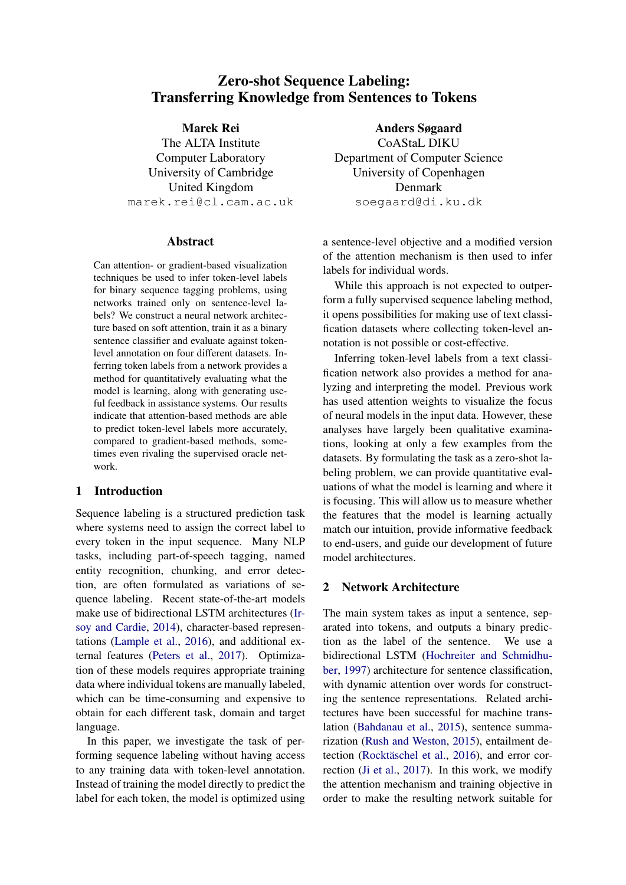# Zero-shot Sequence Labeling: Transferring Knowledge from Sentences to Tokens

**Marek Rei**
The ALTA Institute
Computer Laboratory
University of Cambridge
United Kingdom
marek.rei@cl.cam.ac.uk

**Anders Søgaard**
CoAStaL DIKU
Department of Computer Science
University of Copenhagen
Denmark
soegaard@di.ku.dk

## Abstract

Can attention- or gradient-based visualization techniques be used to infer token-level labels for binary sequence tagging problems, using networks trained only on sentence-level labels? We construct a neural network architecture based on soft attention, train it as a binary sentence classifier and evaluate against token-level annotation on four different datasets. Inferring token labels from a network provides a method for quantitatively evaluating what the model is learning, along with generating useful feedback in assistance systems. Our results indicate that attention-based methods are able to predict token-level labels more accurately, compared to gradient-based methods, sometimes even rivaling the supervised oracle network.

## 1 Introduction

Sequence labeling is a structured prediction task where systems need to assign the correct label to every token in the input sequence. Many NLP tasks, including part-of-speech tagging, named entity recognition, chunking, and error detection, are often formulated as variations of sequence labeling. Recent state-of-the-art models make use of bidirectional LSTM architectures (Irsoy and Cardie, 2014), character-based representations (Lample et al., 2016), and additional external features (Peters et al., 2017). Optimization of these models requires appropriate training data where individual tokens are manually labeled, which can be time-consuming and expensive to obtain for each different task, domain and target language.

In this paper, we investigate the task of performing sequence labeling without having access to any training data with token-level annotation. Instead of training the model directly to predict the label for each token, the model is optimized using a sentence-level objective and a modified version of the attention mechanism is then used to infer labels for individual words.

While this approach is not expected to outperform a fully supervised sequence labeling method, it opens possibilities for making use of text classification datasets where collecting token-level annotation is not possible or cost-effective.

Inferring token-level labels from a text classification network also provides a method for analyzing and interpreting the model. Previous work has used attention weights to visualize the focus of neural models in the input data. However, these analyses have largely been qualitative examinations, looking at only a few examples from the datasets. By formulating the task as a zero-shot labeling problem, we can provide quantitative evaluations of what the model is learning and where it is focusing. This will allow us to measure whether the features that the model is learning actually match our intuition, provide informative feedback to end-users, and guide our development of future model architectures.

## 2 Network Architecture

The main system takes as input a sentence, separated into tokens, and outputs a binary prediction as the label of the sentence. We use a bidirectional LSTM (Hochreiter and Schmidhuber, 1997) architecture for sentence classification, with dynamic attention over words for constructing the sentence representations. Related architectures have been successful for machine translation (Bahdanau et al., 2015), sentence summarization (Rush and Weston, 2015), entailment detection (Rocktäschel et al., 2016), and error correction (Ji et al., 2017). In this work, we modify the attention mechanism and training objective in order to make the resulting network suitable for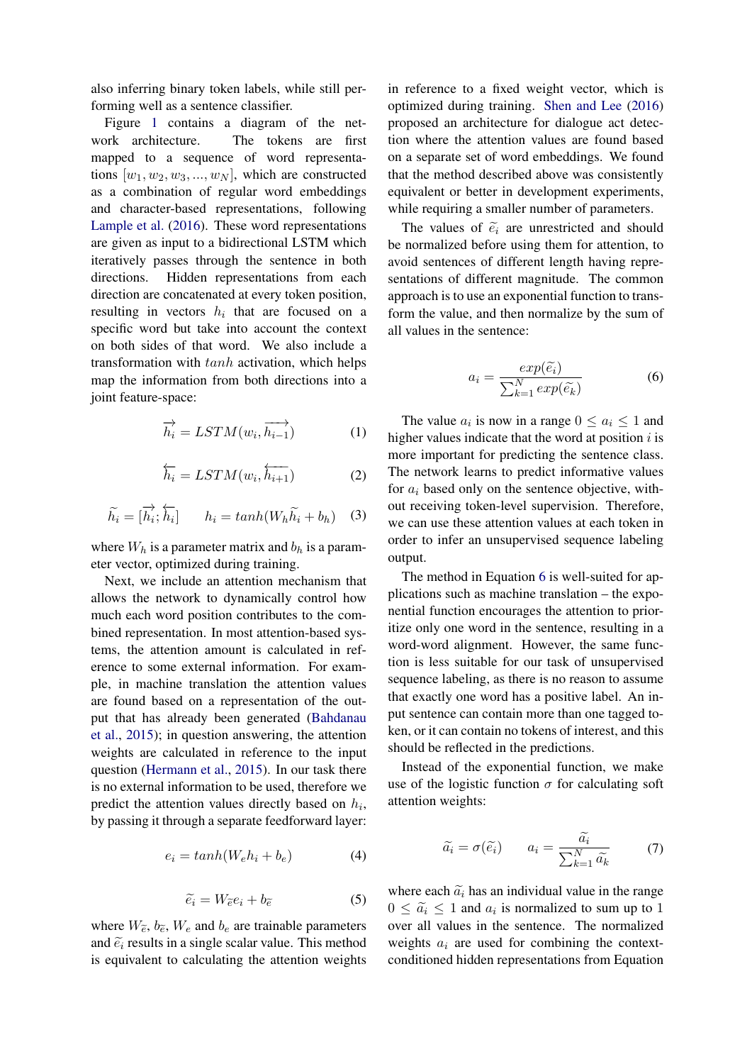also inferring binary token labels, while still performing well as a sentence classifier.

Figure 1 contains a diagram of the network architecture. The tokens are first mapped to a sequence of word representations $[w_1, w_2, w_3, ..., w_N]$, which are constructed as a combination of regular word embeddings and character-based representations, following Lample et al. (2016). These word representations are given as input to a bidirectional LSTM which iteratively passes through the sentence in both directions. Hidden representations from each direction are concatenated at every token position, resulting in vectors $h_i$ that are focused on a specific word but take into account the context on both sides of that word. We also include a transformation with $tanh$ activation, which helps map the information from both directions into a joint feature-space:

$$\overrightarrow{h_i} = LSTM(w_i, \overrightarrow{h_{i-1}}) \tag{1}$$

$$\overleftarrow{h_i} = LSTM(w_i, \overleftarrow{h_{i+1}}) \tag{2}$$

$$\widetilde{h}_i = [\overrightarrow{h_i}; \overleftarrow{h_i}] \qquad h_i = tanh(W_h \widetilde{h}_i + b_h) \tag{3}$$

where $W_h$ is a parameter matrix and $b_h$ is a parameter vector, optimized during training.

Next, we include an attention mechanism that allows the network to dynamically control how much each word position contributes to the combined representation. In most attention-based systems, the attention amount is calculated in reference to some external information. For example, in machine translation the attention values are found based on a representation of the output that has already been generated (Bahdanau et al., 2015); in question answering, the attention weights are calculated in reference to the input question (Hermann et al., 2015). In our task there is no external information to be used, therefore we predict the attention values directly based on $h_i$, by passing it through a separate feedforward layer:

$$e_i = tanh(W_e h_i + b_e) \tag{4}$$

$$\widetilde{e}_i = W_{\widetilde{e}} e_i + b_{\widetilde{e}} \tag{5}$$

where $W_{\widetilde{e}}$, $b_{\widetilde{e}}$, $W_e$ and $b_e$ are trainable parameters and $\widetilde{e}_i$ results in a single scalar value. This method is equivalent to calculating the attention weights in reference to a fixed weight vector, which is optimized during training. Shen and Lee (2016) proposed an architecture for dialogue act detection where the attention values are found based on a separate set of word embeddings. We found that the method described above was consistently equivalent or better in development experiments, while requiring a smaller number of parameters.

The values of $\widetilde{e}_i$ are unrestricted and should be normalized before using them for attention, to avoid sentences of different length having representations of different magnitude. The common approach is to use an exponential function to transform the value, and then normalize by the sum of all values in the sentence:

$$a_i = \frac{exp(\widetilde{e}_i)}{\sum_{k=1}^{N} exp(\widetilde{e}_k)} \tag{6}$$

The value $a_i$ is now in a range $0 \leq a_i \leq 1$ and higher values indicate that the word at position $i$ is more important for predicting the sentence class. The network learns to predict informative values for $a_i$ based only on the sentence objective, without receiving token-level supervision. Therefore, we can use these attention values at each token in order to infer an unsupervised sequence labeling output.

The method in Equation 6 is well-suited for applications such as machine translation – the exponential function encourages the attention to prioritize only one word in the sentence, resulting in a word-word alignment. However, the same function is less suitable for our task of unsupervised sequence labeling, as there is no reason to assume that exactly one word has a positive label. An input sentence can contain more than one tagged token, or it can contain no tokens of interest, and this should be reflected in the predictions.

Instead of the exponential function, we make use of the logistic function $\sigma$ for calculating soft attention weights:

$$\widetilde{a}_i = \sigma(\widetilde{e}_i) \qquad a_i = \frac{\widetilde{a}_i}{\sum_{k=1}^{N} \widetilde{a}_k} \tag{7}$$

where each $\widetilde{a}_i$ has an individual value in the range $0 \leq \widetilde{a}_i \leq 1$ and $a_i$ is normalized to sum up to 1 over all values in the sentence. The normalized weights $a_i$ are used for combining the context-conditioned hidden representations from Equation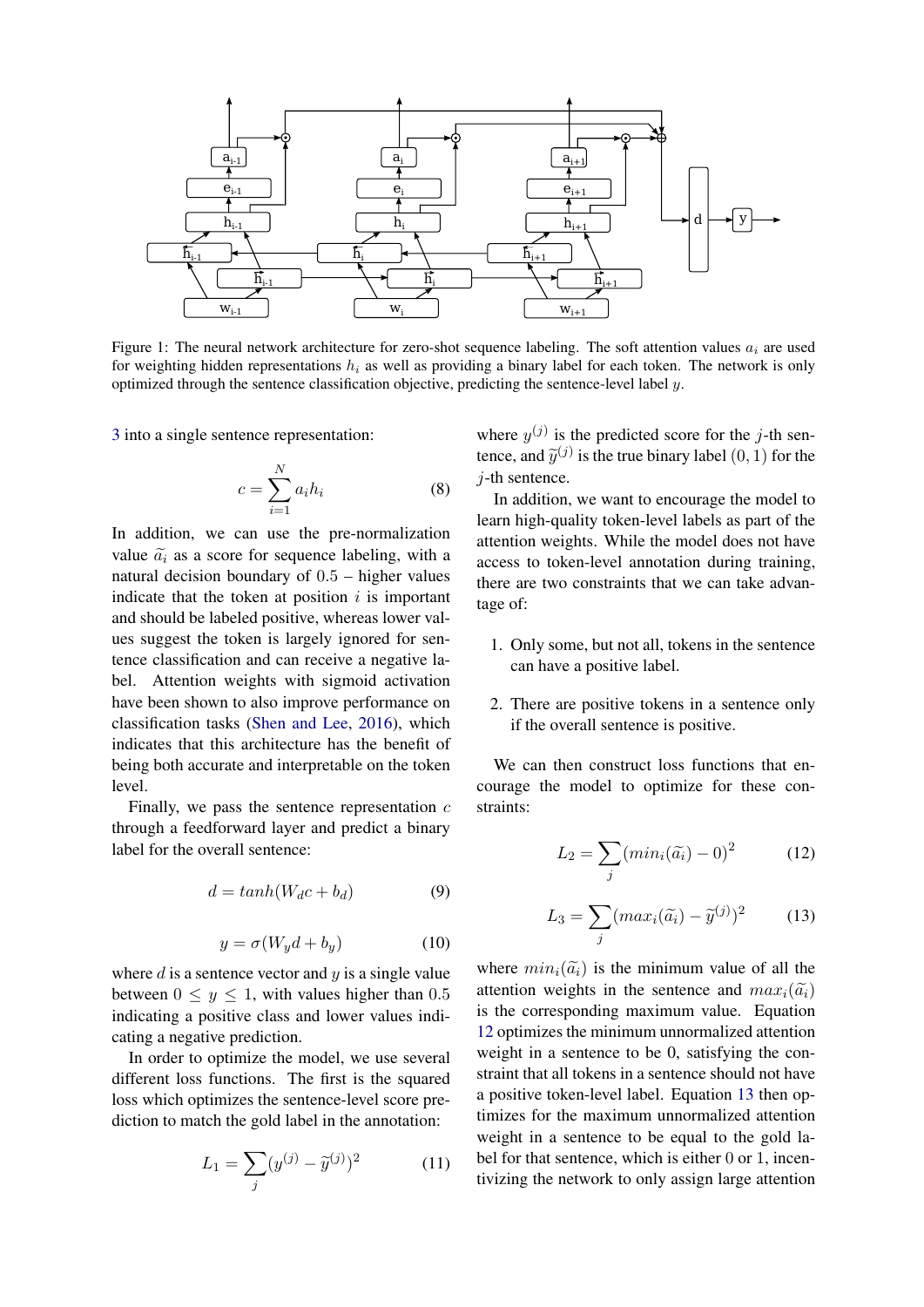Figure 1: The neural network architecture for zero-shot sequence labeling. The soft attention values $a_i$ are used for weighting hidden representations $h_i$ as well as providing a binary label for each token. The network is only optimized through the sentence classification objective, predicting the sentence-level label $y$.

3 into a single sentence representation:

$$c = \sum_{i=1}^{N} a_i h_i \tag{8}$$

In addition, we can use the pre-normalization value $\widetilde{a}_i$ as a score for sequence labeling, with a natural decision boundary of $0.5$ – higher values indicate that the token at position $i$ is important and should be labeled positive, whereas lower values suggest the token is largely ignored for sentence classification and can receive a negative label. Attention weights with sigmoid activation have been shown to also improve performance on classification tasks (Shen and Lee, 2016), which indicates that this architecture has the benefit of being both accurate and interpretable on the token level.

Finally, we pass the sentence representation $c$ through a feedforward layer and predict a binary label for the overall sentence:

$$d = tanh(W_d c + b_d) \tag{9}$$

$$y = \sigma(W_y d + b_y) \tag{10}$$

where $d$ is a sentence vector and $y$ is a single value between $0 \leq y \leq 1$, with values higher than $0.5$ indicating a positive class and lower values indicating a negative prediction.

In order to optimize the model, we use several different loss functions. The first is the squared loss which optimizes the sentence-level score prediction to match the gold label in the annotation:

$$L_1 = \sum_j (y^{(j)} - \widetilde{y}^{(j)})^2 \tag{11}$$

where $y^{(j)}$ is the predicted score for the $j$-th sentence, and $\widetilde{y}^{(j)}$ is the true binary label $(0, 1)$ for the $j$-th sentence.

In addition, we want to encourage the model to learn high-quality token-level labels as part of the attention weights. While the model does not have access to token-level annotation during training, there are two constraints that we can take advantage of:

1. Only some, but not all, tokens in the sentence can have a positive label.
2. There are positive tokens in a sentence only if the overall sentence is positive.

We can then construct loss functions that encourage the model to optimize for these constraints:

$$L_2 = \sum_j (min_i(\widetilde{a}_i) - 0)^2 \tag{12}$$

$$L_3 = \sum_j (max_i(\widetilde{a}_i) - \widetilde{y}^{(j)})^2 \tag{13}$$

where $min_i(\widetilde{a}_i)$ is the minimum value of all the attention weights in the sentence and $max_i(\widetilde{a}_i)$ is the corresponding maximum value. Equation 12 optimizes the minimum unnormalized attention weight in a sentence to be 0, satisfying the constraint that all tokens in a sentence should not have a positive token-level label. Equation 13 then optimizes for the maximum unnormalized attention weight in a sentence to be equal to the gold label for that sentence, which is either 0 or 1, incentivizing the network to only assign large attention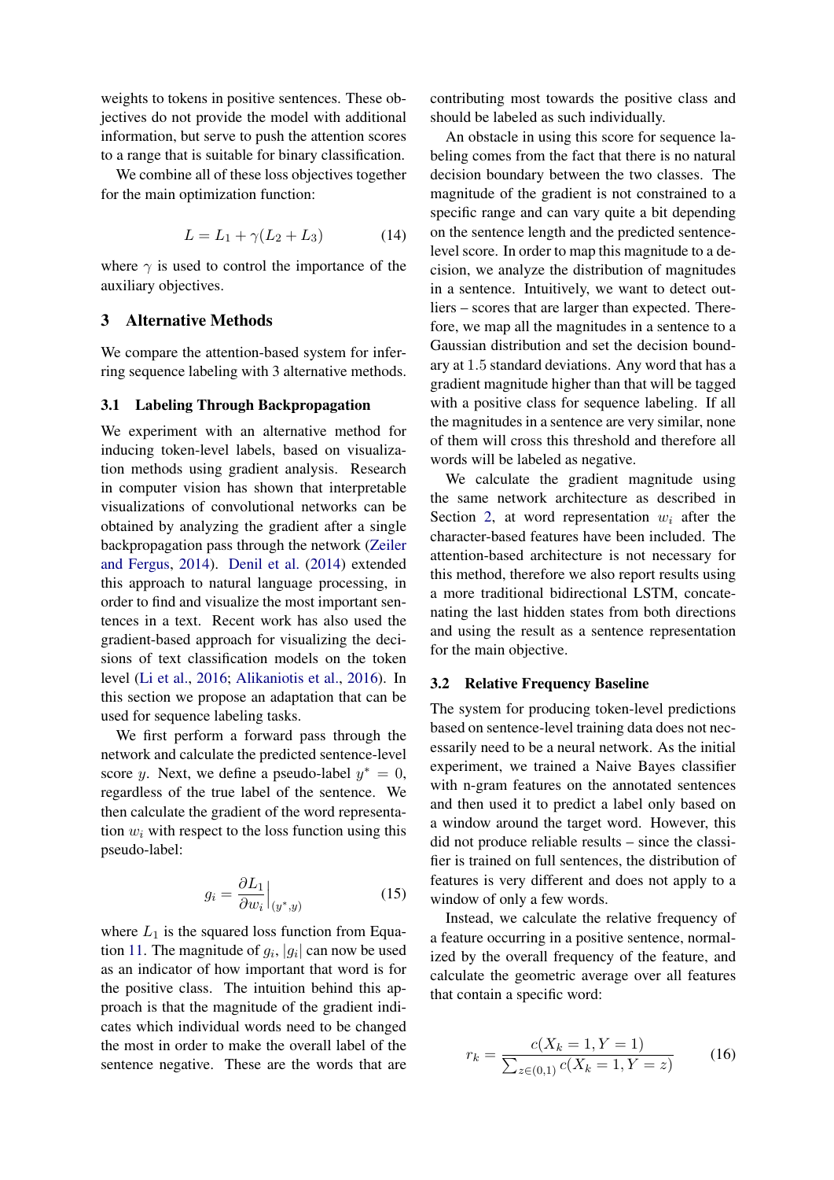weights to tokens in positive sentences. These objectives do not provide the model with additional information, but serve to push the attention scores to a range that is suitable for binary classification.

We combine all of these loss objectives together for the main optimization function:

$$L = L_1 + \gamma(L_2 + L_3) \tag{14}$$

where $\gamma$ is used to control the importance of the auxiliary objectives.

## 3 Alternative Methods

We compare the attention-based system for inferring sequence labeling with 3 alternative methods.

### 3.1 Labeling Through Backpropagation

We experiment with an alternative method for inducing token-level labels, based on visualization methods using gradient analysis. Research in computer vision has shown that interpretable visualizations of convolutional networks can be obtained by analyzing the gradient after a single backpropagation pass through the network (Zeiler and Fergus, 2014). Denil et al. (2014) extended this approach to natural language processing, in order to find and visualize the most important sentences in a text. Recent work has also used the gradient-based approach for visualizing the decisions of text classification models on the token level (Li et al., 2016; Alikaniotis et al., 2016). In this section we propose an adaptation that can be used for sequence labeling tasks.

We first perform a forward pass through the network and calculate the predicted sentence-level score $y$. Next, we define a pseudo-label $y^* = 0$, regardless of the true label of the sentence. We then calculate the gradient of the word representation $w_i$ with respect to the loss function using this pseudo-label:

$$g_i = \frac{\partial L_1}{\partial w_i}\bigg|_{(y^*,y)} \tag{15}$$

where $L_1$ is the squared loss function from Equation 11. The magnitude of $g_i$, $|g_i|$ can now be used as an indicator of how important that word is for the positive class. The intuition behind this approach is that the magnitude of the gradient indicates which individual words need to be changed the most in order to make the overall label of the sentence negative. These are the words that are contributing most towards the positive class and should be labeled as such individually.

An obstacle in using this score for sequence labeling comes from the fact that there is no natural decision boundary between the two classes. The magnitude of the gradient is not constrained to a specific range and can vary quite a bit depending on the sentence length and the predicted sentence-level score. In order to map this magnitude to a decision, we analyze the distribution of magnitudes in a sentence. Intuitively, we want to detect outliers – scores that are larger than expected. Therefore, we map all the magnitudes in a sentence to a Gaussian distribution and set the decision boundary at 1.5 standard deviations. Any word that has a gradient magnitude higher than that will be tagged with a positive class for sequence labeling. If all the magnitudes in a sentence are very similar, none of them will cross this threshold and therefore all words will be labeled as negative.

We calculate the gradient magnitude using the same network architecture as described in Section 2, at word representation $w_i$ after the character-based features have been included. The attention-based architecture is not necessary for this method, therefore we also report results using a more traditional bidirectional LSTM, concatenating the last hidden states from both directions and using the result as a sentence representation for the main objective.

### 3.2 Relative Frequency Baseline

The system for producing token-level predictions based on sentence-level training data does not necessarily need to be a neural network. As the initial experiment, we trained a Naive Bayes classifier with n-gram features on the annotated sentences and then used it to predict a label only based on a window around the target word. However, this did not produce reliable results – since the classifier is trained on full sentences, the distribution of features is very different and does not apply to a window of only a few words.

Instead, we calculate the relative frequency of a feature occurring in a positive sentence, normalized by the overall frequency of the feature, and calculate the geometric average over all features that contain a specific word:

$$r_k = \frac{c(X_k = 1, Y = 1)}{\sum_{z \in (0,1)} c(X_k = 1, Y = z)} \tag{16}$$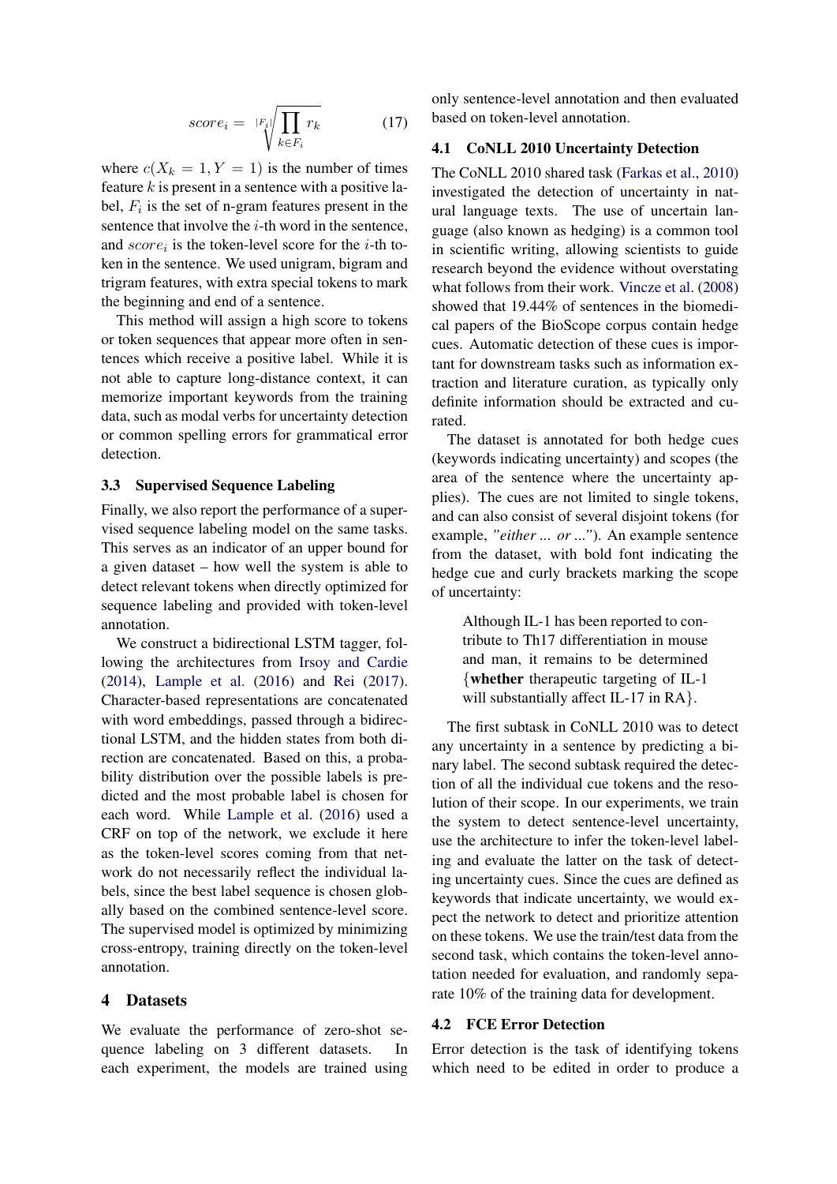$$score_i = \sqrt[|F_i|]{\prod_{k \in F_i} r_k} \quad (17)$$

where $c(X_k = 1, Y = 1)$ is the number of times feature $k$ is present in a sentence with a positive label, $F_i$ is the set of n-gram features present in the sentence that involve the $i$-th word in the sentence, and $score_i$ is the token-level score for the $i$-th token in the sentence. We used unigram, bigram and trigram features, with extra special tokens to mark the beginning and end of a sentence.

This method will assign a high score to tokens or token sequences that appear more often in sentences which receive a positive label. While it is not able to capture long-distance context, it can memorize important keywords from the training data, such as modal verbs for uncertainty detection or common spelling errors for grammatical error detection.

### 3.3 Supervised Sequence Labeling

Finally, we also report the performance of a supervised sequence labeling model on the same tasks. This serves as an indicator of an upper bound for a given dataset – how well the system is able to detect relevant tokens when directly optimized for sequence labeling and provided with token-level annotation.

We construct a bidirectional LSTM tagger, following the architectures from Irsoy and Cardie (2014), Lample et al. (2016) and Rei (2017). Character-based representations are concatenated with word embeddings, passed through a bidirectional LSTM, and the hidden states from both direction are concatenated. Based on this, a probability distribution over the possible labels is predicted and the most probable label is chosen for each word. While Lample et al. (2016) used a CRF on top of the network, we exclude it here as the token-level scores coming from that network do not necessarily reflect the individual labels, since the best label sequence is chosen globally based on the combined sentence-level score. The supervised model is optimized by minimizing cross-entropy, training directly on the token-level annotation.

## 4 Datasets

We evaluate the performance of zero-shot sequence labeling on 3 different datasets. In each experiment, the models are trained using only sentence-level annotation and then evaluated based on token-level annotation.

### 4.1 CoNLL 2010 Uncertainty Detection

The CoNLL 2010 shared task (Farkas et al., 2010) investigated the detection of uncertainty in natural language texts. The use of uncertain language (also known as hedging) is a common tool in scientific writing, allowing scientists to guide research beyond the evidence without overstating what follows from their work. Vincze et al. (2008) showed that 19.44% of sentences in the biomedical papers of the BioScope corpus contain hedge cues. Automatic detection of these cues is important for downstream tasks such as information extraction and literature curation, as typically only definite information should be extracted and curated.

The dataset is annotated for both hedge cues (keywords indicating uncertainty) and scopes (the area of the sentence where the uncertainty applies). The cues are not limited to single tokens, and can also consist of several disjoint tokens (for example, *"either ... or ..."*). An example sentence from the dataset, with bold font indicating the hedge cue and curly brackets marking the scope of uncertainty:

> Although IL-1 has been reported to contribute to Th17 differentiation in mouse and man, it remains to be determined {**whether** therapeutic targeting of IL-1 will substantially affect IL-17 in RA}.

The first subtask in CoNLL 2010 was to detect any uncertainty in a sentence by predicting a binary label. The second subtask required the detection of all the individual cue tokens and the resolution of their scope. In our experiments, we train the system to detect sentence-level uncertainty, use the architecture to infer the token-level labeling and evaluate the latter on the task of detecting uncertainty cues. Since the cues are defined as keywords that indicate uncertainty, we would expect the network to detect and prioritize attention on these tokens. We use the train/test data from the second task, which contains the token-level annotation needed for evaluation, and randomly separate 10% of the training data for development.

### 4.2 FCE Error Detection

Error detection is the task of identifying tokens which need to be edited in order to produce a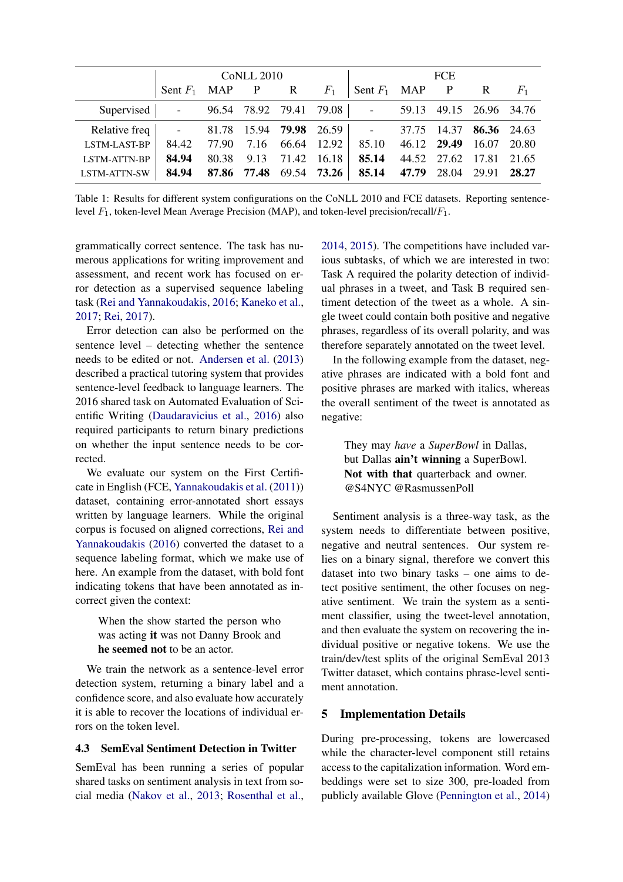|  | CoNLL 2010 | | | | | FCE | | | | |
|---|---|---|---|---|---|---|---|---|---|---|
|  | Sent $F_1$ | MAP | P | R | $F_1$ | Sent $F_1$ | MAP | P | R | $F_1$ |
| Supervised | - | 96.54 | 78.92 | 79.41 | 79.08 | - | 59.13 | 49.15 | 26.96 | 34.76 |
| Relative freq | - | 81.78 | 15.94 | **79.98** | 26.59 | - | 37.75 | 14.37 | **86.36** | 24.63 |
| LSTM-LAST-BP | 84.42 | 77.90 | 7.16 | 66.64 | 12.92 | 85.10 | 46.12 | **29.49** | 16.07 | 20.80 |
| LSTM-ATTN-BP | **84.94** | 80.38 | 9.13 | 71.42 | 16.18 | **85.14** | 44.52 | 27.62 | 17.81 | 21.65 |
| LSTM-ATTN-SW | **84.94** | **87.86** | **77.48** | 69.54 | **73.26** | **85.14** | **47.79** | 28.04 | 29.91 | **28.27** |

Table 1: Results for different system configurations on the CoNLL 2010 and FCE datasets. Reporting sentence-level $F_1$, token-level Mean Average Precision (MAP), and token-level precision/recall/$F_1$.

grammatically correct sentence. The task has numerous applications for writing improvement and assessment, and recent work has focused on error detection as a supervised sequence labeling task (Rei and Yannakoudakis, 2016; Kaneko et al., 2017; Rei, 2017).

Error detection can also be performed on the sentence level – detecting whether the sentence needs to be edited or not. Andersen et al. (2013) described a practical tutoring system that provides sentence-level feedback to language learners. The 2016 shared task on Automated Evaluation of Scientific Writing (Daudaravicius et al., 2016) also required participants to return binary predictions on whether the input sentence needs to be corrected.

We evaluate our system on the First Certificate in English (FCE, Yannakoudakis et al. (2011)) dataset, containing error-annotated short essays written by language learners. While the original corpus is focused on aligned corrections, Rei and Yannakoudakis (2016) converted the dataset to a sequence labeling format, which we make use of here. An example from the dataset, with bold font indicating tokens that have been annotated as incorrect given the context:

> When the show started the person who was acting **it** was not Danny Brook and **he seemed not** to be an actor.

We train the network as a sentence-level error detection system, returning a binary label and a confidence score, and also evaluate how accurately it is able to recover the locations of individual errors on the token level.

### 4.3 SemEval Sentiment Detection in Twitter

SemEval has been running a series of popular shared tasks on sentiment analysis in text from social media (Nakov et al., 2013; Rosenthal et al., 2014, 2015). The competitions have included various subtasks, of which we are interested in two: Task A required the polarity detection of individual phrases in a tweet, and Task B required sentiment detection of the tweet as a whole. A single tweet could contain both positive and negative phrases, regardless of its overall polarity, and was therefore separately annotated on the tweet level.

In the following example from the dataset, negative phrases are indicated with a bold font and positive phrases are marked with italics, whereas the overall sentiment of the tweet is annotated as negative:

> They may *have* a *SuperBowl* in Dallas, but Dallas **ain't winning** a SuperBowl. **Not with that** quarterback and owner. @S4NYC @RasmussenPoll

Sentiment analysis is a three-way task, as the system needs to differentiate between positive, negative and neutral sentences. Our system relies on a binary signal, therefore we convert this dataset into two binary tasks – one aims to detect positive sentiment, the other focuses on negative sentiment. We train the system as a sentiment classifier, using the tweet-level annotation, and then evaluate the system on recovering the individual positive or negative tokens. We use the train/dev/test splits of the original SemEval 2013 Twitter dataset, which contains phrase-level sentiment annotation.

## 5 Implementation Details

During pre-processing, tokens are lowercased while the character-level component still retains access to the capitalization information. Word embeddings were set to size 300, pre-loaded from publicly available Glove (Pennington et al., 2014)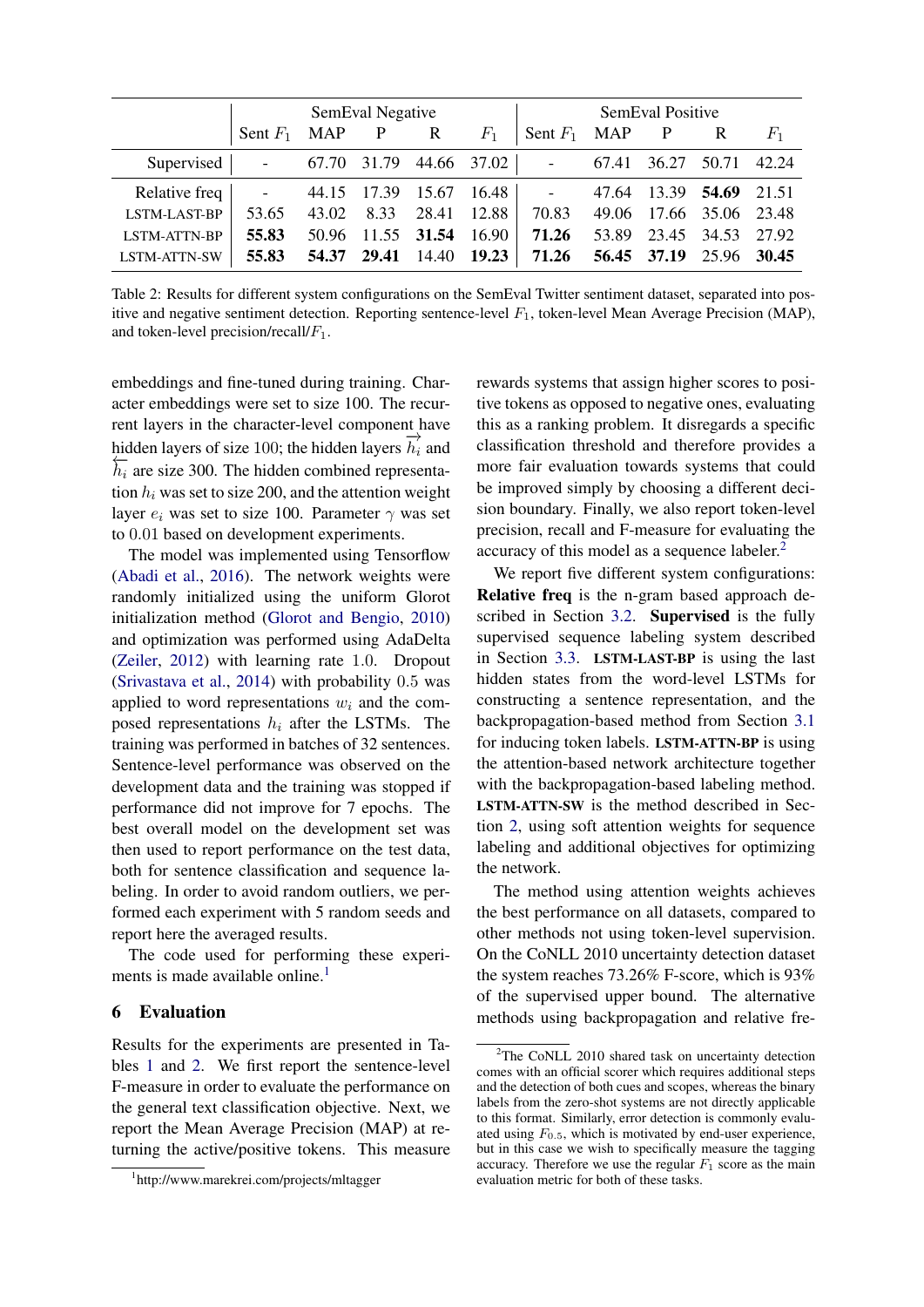| | SemEval Negative | | | | | SemEval Positive | | | | |
|---|---|---|---|---|---|---|---|---|---|---|
| | Sent $F_1$ | MAP | P | R | $F_1$ | Sent $F_1$ | MAP | P | R | $F_1$ |
| Supervised | - | 67.70 | 31.79 | 44.66 | 37.02 | - | 67.41 | 36.27 | 50.71 | 42.24 |
| Relative freq | - | 44.15 | 17.39 | 15.67 | 16.48 | - | 47.64 | 13.39 | **54.69** | 21.51 |
| LSTM-LAST-BP | 53.65 | 43.02 | 8.33 | 28.41 | 12.88 | 70.83 | 49.06 | 17.66 | 35.06 | 23.48 |
| LSTM-ATTN-BP | **55.83** | 50.96 | 11.55 | **31.54** | 16.90 | **71.26** | 53.89 | 23.45 | 34.53 | 27.92 |
| LSTM-ATTN-SW | **55.83** | **54.37** | **29.41** | 14.40 | **19.23** | **71.26** | **56.45** | **37.19** | 25.96 | **30.45** |

Table 2: Results for different system configurations on the SemEval Twitter sentiment dataset, separated into positive and negative sentiment detection. Reporting sentence-level $F_1$, token-level Mean Average Precision (MAP), and token-level precision/recall/$F_1$.

embeddings and fine-tuned during training. Character embeddings were set to size 100. The recurrent layers in the character-level component have hidden layers of size 100; the hidden layers $\overrightarrow{h_i}$ and $\overleftarrow{h_i}$ are size 300. The hidden combined representation $h_i$ was set to size 200, and the attention weight layer $e_i$ was set to size 100. Parameter $\gamma$ was set to 0.01 based on development experiments.

The model was implemented using Tensorflow (Abadi et al., 2016). The network weights were randomly initialized using the uniform Glorot initialization method (Glorot and Bengio, 2010) and optimization was performed using AdaDelta (Zeiler, 2012) with learning rate 1.0. Dropout (Srivastava et al., 2014) with probability 0.5 was applied to word representations $w_i$ and the composed representations $h_i$ after the LSTMs. The training was performed in batches of 32 sentences. Sentence-level performance was observed on the development data and the training was stopped if performance did not improve for 7 epochs. The best overall model on the development set was then used to report performance on the test data, both for sentence classification and sequence labeling. In order to avoid random outliers, we performed each experiment with 5 random seeds and report here the averaged results.

The code used for performing these experiments is made available online.[1]

## 6 Evaluation

Results for the experiments are presented in Tables 1 and 2. We first report the sentence-level F-measure in order to evaluate the performance on the general text classification objective. Next, we report the Mean Average Precision (MAP) at returning the active/positive tokens. This measure rewards systems that assign higher scores to positive tokens as opposed to negative ones, evaluating this as a ranking problem. It disregards a specific classification threshold and therefore provides a more fair evaluation towards systems that could be improved simply by choosing a different decision boundary. Finally, we also report token-level precision, recall and F-measure for evaluating the accuracy of this model as a sequence labeler.[2]

We report five different system configurations: **Relative freq** is the n-gram based approach described in Section 3.2. **Supervised** is the fully supervised sequence labeling system described in Section 3.3. **LSTM-LAST-BP** is using the last hidden states from the word-level LSTMs for constructing a sentence representation, and the backpropagation-based method from Section 3.1 for inducing token labels. **LSTM-ATTN-BP** is using the attention-based network architecture together with the backpropagation-based labeling method. **LSTM-ATTN-SW** is the method described in Section 2, using soft attention weights for sequence labeling and additional objectives for optimizing the network.

The method using attention weights achieves the best performance on all datasets, compared to other methods not using token-level supervision. On the CoNLL 2010 uncertainty detection dataset the system reaches 73.26% F-score, which is 93% of the supervised upper bound. The alternative methods using backpropagation and relative fre-

[1] http://www.marekrei.com/projects/mltagger

[2] The CoNLL 2010 shared task on uncertainty detection comes with an official scorer which requires additional steps and the detection of both cues and scopes, whereas the binary labels from the zero-shot systems are not directly applicable to this format. Similarly, error detection is commonly evaluated using $F_{0.5}$, which is motivated by end-user experience, but in this case we wish to specifically measure the tagging accuracy. Therefore we use the regular $F_1$ score as the main evaluation metric for both of these tasks.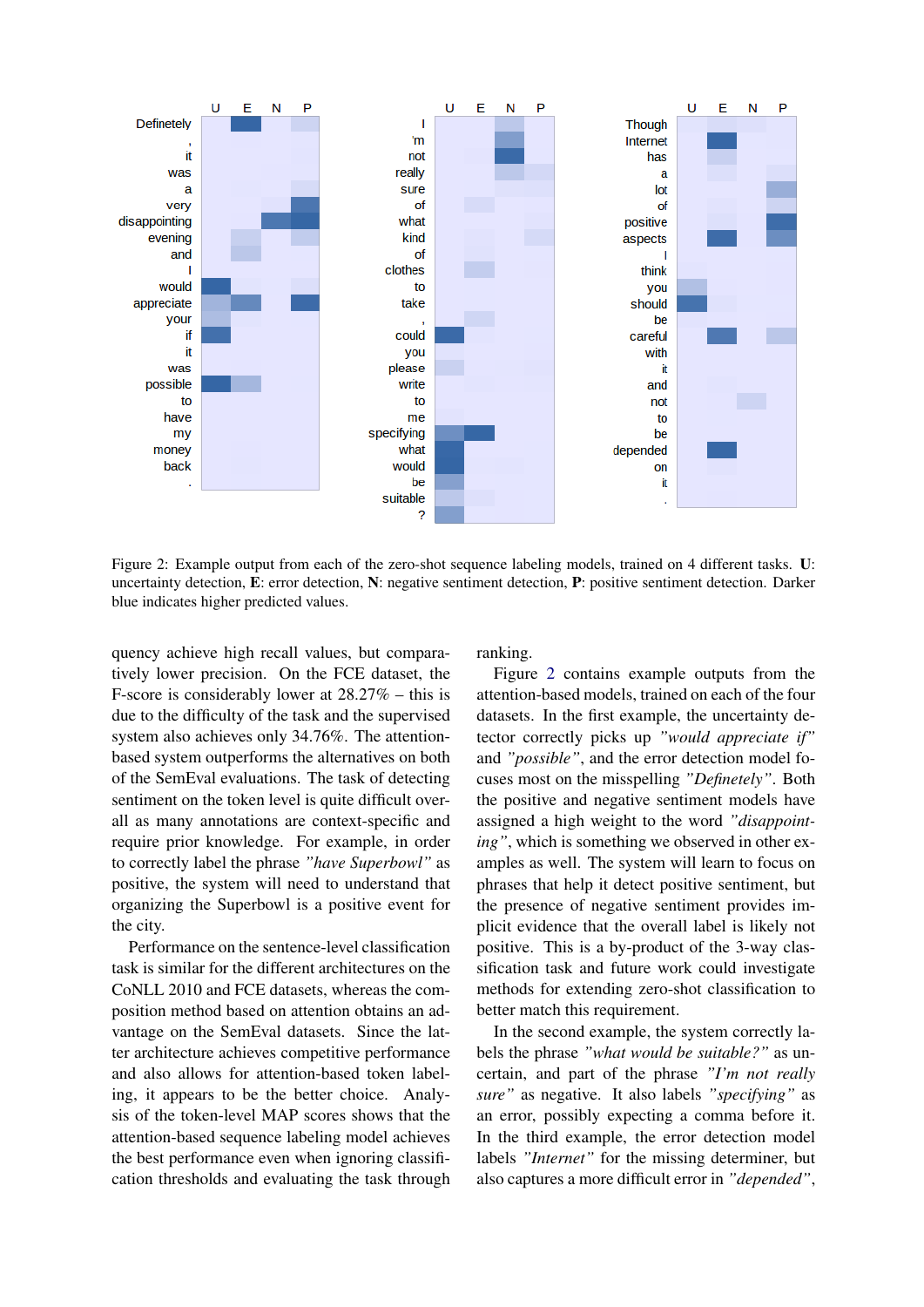Figure 2: Example output from each of the zero-shot sequence labeling models, trained on 4 different tasks. **U**: uncertainty detection, **E**: error detection, **N**: negative sentiment detection, **P**: positive sentiment detection. Darker blue indicates higher predicted values.

quency achieve high recall values, but comparatively lower precision. On the FCE dataset, the F-score is considerably lower at 28.27% – this is due to the difficulty of the task and the supervised system also achieves only 34.76%. The attention-based system outperforms the alternatives on both of the SemEval evaluations. The task of detecting sentiment on the token level is quite difficult overall as many annotations are context-specific and require prior knowledge. For example, in order to correctly label the phrase *"have Superbowl"* as positive, the system will need to understand that organizing the Superbowl is a positive event for the city.

Performance on the sentence-level classification task is similar for the different architectures on the CoNLL 2010 and FCE datasets, whereas the composition method based on attention obtains an advantage on the SemEval datasets. Since the latter architecture achieves competitive performance and also allows for attention-based token labeling, it appears to be the better choice. Analysis of the token-level MAP scores shows that the attention-based sequence labeling model achieves the best performance even when ignoring classification thresholds and evaluating the task through ranking.

Figure 2 contains example outputs from the attention-based models, trained on each of the four datasets. In the first example, the uncertainty detector correctly picks up *"would appreciate if"* and *"possible"*, and the error detection model focuses most on the misspelling *"Definetely"*. Both the positive and negative sentiment models have assigned a high weight to the word *"disappointing"*, which is something we observed in other examples as well. The system will learn to focus on phrases that help it detect positive sentiment, but the presence of negative sentiment provides implicit evidence that the overall label is likely not positive. This is a by-product of the 3-way classification task and future work could investigate methods for extending zero-shot classification to better match this requirement.

In the second example, the system correctly labels the phrase *"what would be suitable?"* as uncertain, and part of the phrase *"I'm not really sure"* as negative. It also labels *"specifying"* as an error, possibly expecting a comma before it. In the third example, the error detection model labels *"Internet"* for the missing determiner, but also captures a more difficult error in *"depended"*,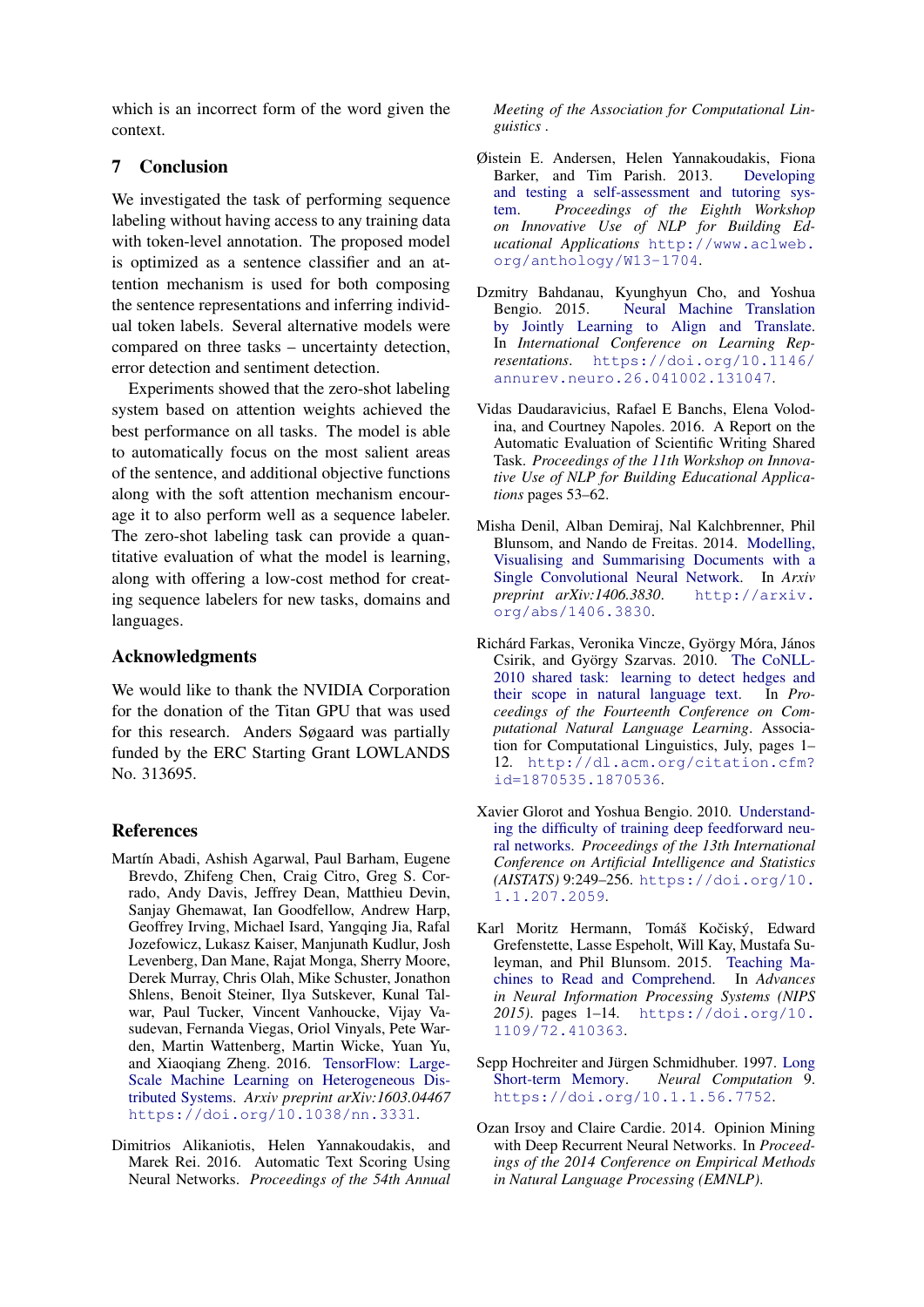which is an incorrect form of the word given the context.

## 7 Conclusion

We investigated the task of performing sequence labeling without having access to any training data with token-level annotation. The proposed model is optimized as a sentence classifier and an attention mechanism is used for both composing the sentence representations and inferring individual token labels. Several alternative models were compared on three tasks – uncertainty detection, error detection and sentiment detection.

Experiments showed that the zero-shot labeling system based on attention weights achieved the best performance on all tasks. The model is able to automatically focus on the most salient areas of the sentence, and additional objective functions along with the soft attention mechanism encourage it to also perform well as a sequence labeler. The zero-shot labeling task can provide a quantitative evaluation of what the model is learning, along with offering a low-cost method for creating sequence labelers for new tasks, domains and languages.

## Acknowledgments

We would like to thank the NVIDIA Corporation for the donation of the Titan GPU that was used for this research. Anders Søgaard was partially funded by the ERC Starting Grant LOWLANDS No. 313695.

## References

Martín Abadi, Ashish Agarwal, Paul Barham, Eugene Brevdo, Zhifeng Chen, Craig Citro, Greg S. Corrado, Andy Davis, Jeffrey Dean, Matthieu Devin, Sanjay Ghemawat, Ian Goodfellow, Andrew Harp, Geoffrey Irving, Michael Isard, Yangqing Jia, Rafal Jozefowicz, Lukasz Kaiser, Manjunath Kudlur, Josh Levenberg, Dan Mane, Rajat Monga, Sherry Moore, Derek Murray, Chris Olah, Mike Schuster, Jonathon Shlens, Benoit Steiner, Ilya Sutskever, Kunal Talwar, Paul Tucker, Vincent Vanhoucke, Vijay Vasudevan, Fernanda Viegas, Oriol Vinyals, Pete Warden, Martin Wattenberg, Martin Wicke, Yuan Yu, and Xiaoqiang Zheng. 2016. TensorFlow: Large-Scale Machine Learning on Heterogeneous Distributed Systems. *Arxiv preprint arXiv:1603.04467* https://doi.org/10.1038/nn.3331.

Dimitrios Alikaniotis, Helen Yannakoudakis, and Marek Rei. 2016. Automatic Text Scoring Using Neural Networks. *Proceedings of the 54th Annual Meeting of the Association for Computational Linguistics* .

Øistein E. Andersen, Helen Yannakoudakis, Fiona Barker, and Tim Parish. 2013. Developing and testing a self-assessment and tutoring system. *Proceedings of the Eighth Workshop on Innovative Use of NLP for Building Educational Applications* http://www.aclweb.org/anthology/W13-1704.

Dzmitry Bahdanau, Kyunghyun Cho, and Yoshua Bengio. 2015. Neural Machine Translation by Jointly Learning to Align and Translate. In *International Conference on Learning Representations*. https://doi.org/10.1146/annurev.neuro.26.041002.131047.

Vidas Daudaravicius, Rafael E Banchs, Elena Volodina, and Courtney Napoles. 2016. A Report on the Automatic Evaluation of Scientific Writing Shared Task. *Proceedings of the 11th Workshop on Innovative Use of NLP for Building Educational Applications* pages 53–62.

Misha Denil, Alban Demiraj, Nal Kalchbrenner, Phil Blunsom, and Nando de Freitas. 2014. Modelling, Visualising and Summarising Documents with a Single Convolutional Neural Network. In *Arxiv preprint arXiv:1406.3830*. http://arxiv.org/abs/1406.3830.

Richárd Farkas, Veronika Vincze, György Móra, János Csirik, and György Szarvas. 2010. The CoNLL-2010 shared task: learning to detect hedges and their scope in natural language text. In *Proceedings of the Fourteenth Conference on Computational Natural Language Learning*. Association for Computational Linguistics, July, pages 1–12. http://dl.acm.org/citation.cfm?id=1870535.1870536.

Xavier Glorot and Yoshua Bengio. 2010. Understanding the difficulty of training deep feedforward neural networks. *Proceedings of the 13th International Conference on Artificial Intelligence and Statistics (AISTATS)* 9:249–256. https://doi.org/10.1.1.207.2059.

Karl Moritz Hermann, Tomáš Kočiský, Edward Grefenstette, Lasse Espeholt, Will Kay, Mustafa Suleyman, and Phil Blunsom. 2015. Teaching Machines to Read and Comprehend. In *Advances in Neural Information Processing Systems (NIPS 2015)*. pages 1–14. https://doi.org/10.1109/72.410363.

Sepp Hochreiter and Jürgen Schmidhuber. 1997. Long Short-term Memory. *Neural Computation* 9. https://doi.org/10.1.1.56.7752.

Ozan Irsoy and Claire Cardie. 2014. Opinion Mining with Deep Recurrent Neural Networks. In *Proceedings of the 2014 Conference on Empirical Methods in Natural Language Processing (EMNLP)*.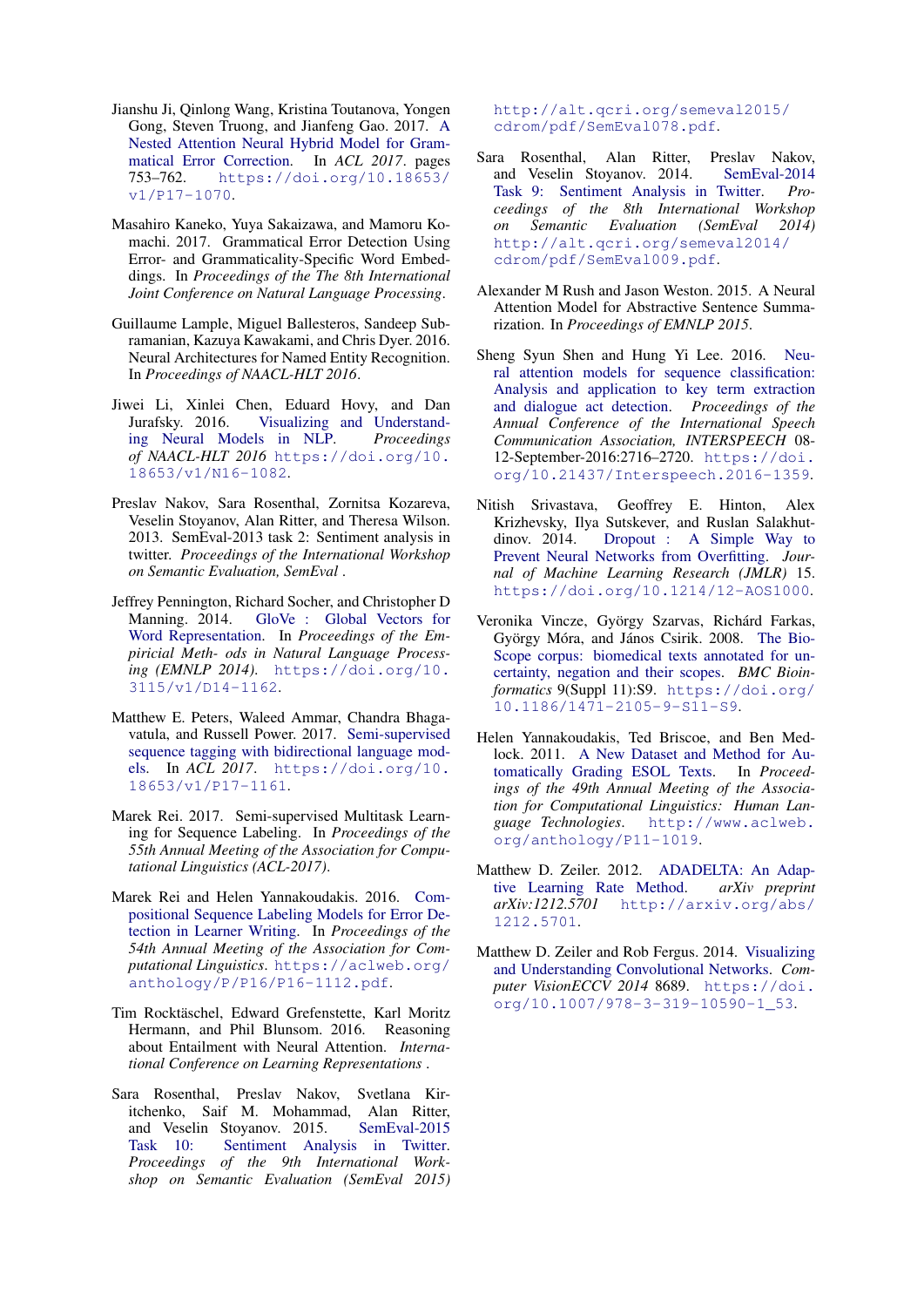Jianshu Ji, Qinlong Wang, Kristina Toutanova, Yongen Gong, Steven Truong, and Jianfeng Gao. 2017. A Nested Attention Neural Hybrid Model for Grammatical Error Correction. In *ACL 2017*. pages 753–762. https://doi.org/10.18653/v1/P17-1070.

Masahiro Kaneko, Yuya Sakaizawa, and Mamoru Komachi. 2017. Grammatical Error Detection Using Error- and Grammaticality-Specific Word Embeddings. In *Proceedings of the The 8th International Joint Conference on Natural Language Processing*.

Guillaume Lample, Miguel Ballesteros, Sandeep Subramanian, Kazuya Kawakami, and Chris Dyer. 2016. Neural Architectures for Named Entity Recognition. In *Proceedings of NAACL-HLT 2016*.

Jiwei Li, Xinlei Chen, Eduard Hovy, and Dan Jurafsky. 2016. Visualizing and Understanding Neural Models in NLP. *Proceedings of NAACL-HLT 2016* https://doi.org/10.18653/v1/N16-1082.

Preslav Nakov, Sara Rosenthal, Zornitsa Kozareva, Veselin Stoyanov, Alan Ritter, and Theresa Wilson. 2013. SemEval-2013 task 2: Sentiment analysis in twitter. *Proceedings of the International Workshop on Semantic Evaluation, SemEval* .

Jeffrey Pennington, Richard Socher, and Christopher D Manning. 2014. GloVe : Global Vectors for Word Representation. In *Proceedings of the Empiricial Meth- ods in Natural Language Processing (EMNLP 2014)*. https://doi.org/10.3115/v1/D14-1162.

Matthew E. Peters, Waleed Ammar, Chandra Bhagavatula, and Russell Power. 2017. Semi-supervised sequence tagging with bidirectional language models. In *ACL 2017*. https://doi.org/10.18653/v1/P17-1161.

Marek Rei. 2017. Semi-supervised Multitask Learning for Sequence Labeling. In *Proceedings of the 55th Annual Meeting of the Association for Computational Linguistics (ACL-2017)*.

Marek Rei and Helen Yannakoudakis. 2016. Compositional Sequence Labeling Models for Error Detection in Learner Writing. In *Proceedings of the 54th Annual Meeting of the Association for Computational Linguistics*. https://aclweb.org/anthology/P/P16/P16-1112.pdf.

Tim Rocktäschel, Edward Grefenstette, Karl Moritz Hermann, and Phil Blunsom. 2016. Reasoning about Entailment with Neural Attention. *International Conference on Learning Representations* .

Sara Rosenthal, Preslav Nakov, Svetlana Kiritchenko, Saif M. Mohammad, Alan Ritter, and Veselin Stoyanov. 2015. SemEval-2015 Task 10: Sentiment Analysis in Twitter. *Proceedings of the 9th International Workshop on Semantic Evaluation (SemEval 2015)* http://alt.qcri.org/semeval2015/cdrom/pdf/SemEval078.pdf.

Sara Rosenthal, Alan Ritter, Preslav Nakov, and Veselin Stoyanov. 2014. SemEval-2014 Task 9: Sentiment Analysis in Twitter. *Proceedings of the 8th International Workshop on Semantic Evaluation (SemEval 2014)* http://alt.qcri.org/semeval2014/cdrom/pdf/SemEval009.pdf.

Alexander M Rush and Jason Weston. 2015. A Neural Attention Model for Abstractive Sentence Summarization. In *Proceedings of EMNLP 2015*.

Sheng Syun Shen and Hung Yi Lee. 2016. Neural attention models for sequence classification: Analysis and application to key term extraction and dialogue act detection. *Proceedings of the Annual Conference of the International Speech Communication Association, INTERSPEECH* 08-12-September-2016:2716–2720. https://doi.org/10.21437/Interspeech.2016-1359.

Nitish Srivastava, Geoffrey E. Hinton, Alex Krizhevsky, Ilya Sutskever, and Ruslan Salakhutdinov. 2014. Dropout : A Simple Way to Prevent Neural Networks from Overfitting. *Journal of Machine Learning Research (JMLR)* 15. https://doi.org/10.1214/12-AOS1000.

Veronika Vincze, György Szarvas, Richárd Farkas, György Móra, and János Csirik. 2008. The BioScope corpus: biomedical texts annotated for uncertainty, negation and their scopes. *BMC Bioinformatics* 9(Suppl 11):S9. https://doi.org/10.1186/1471-2105-9-S11-S9.

Helen Yannakoudakis, Ted Briscoe, and Ben Medlock. 2011. A New Dataset and Method for Automatically Grading ESOL Texts. In *Proceedings of the 49th Annual Meeting of the Association for Computational Linguistics: Human Language Technologies*. http://www.aclweb.org/anthology/P11-1019.

Matthew D. Zeiler. 2012. ADADELTA: An Adaptive Learning Rate Method. *arXiv preprint arXiv:1212.5701* http://arxiv.org/abs/1212.5701.

Matthew D. Zeiler and Rob Fergus. 2014. Visualizing and Understanding Convolutional Networks. *Computer VisionECCV 2014* 8689. https://doi.org/10.1007/978-3-319-10590-1_53.